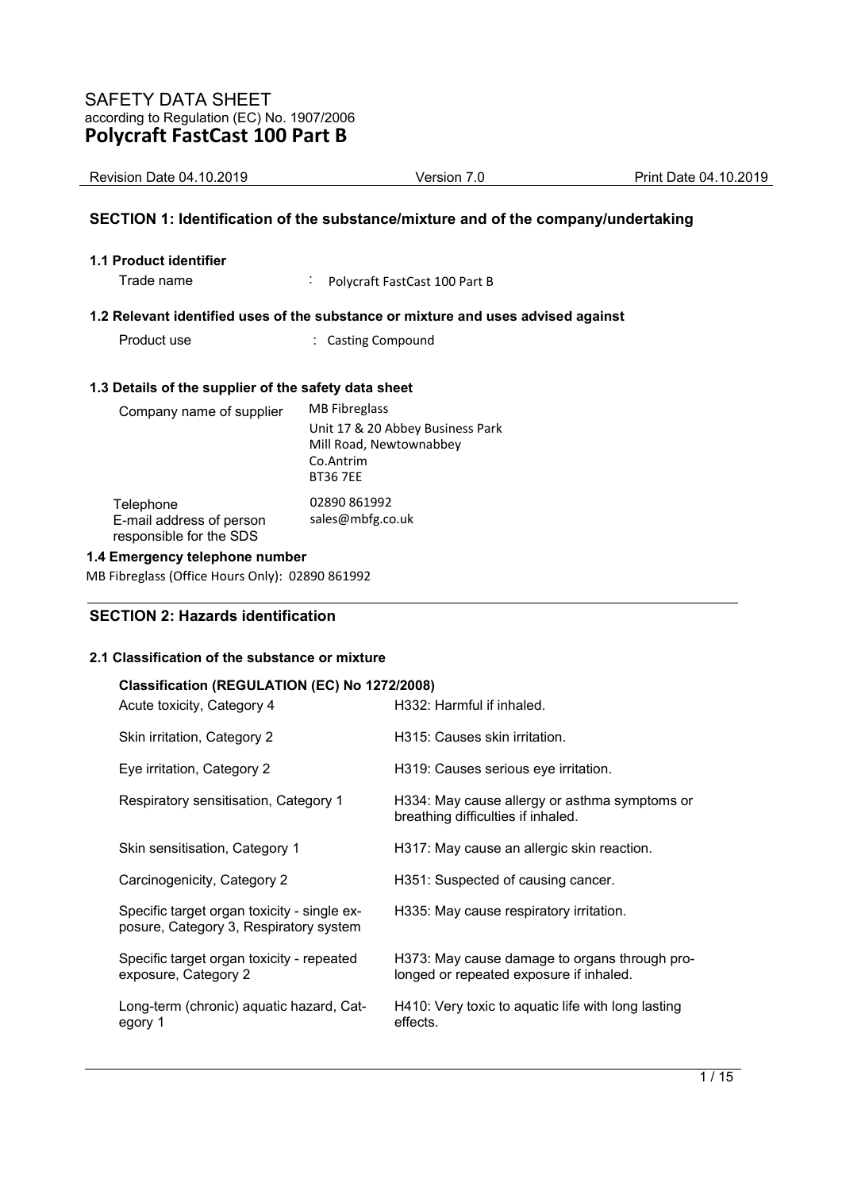# SAFETY DATA SHEET

according to Regulation (EC) No. 1907/2006

**Polycraft FastCast 100 Part B**

| Revision Date 04.10.2019 | Version 7.0 | Print Date 04.10.2019 |
|---|---|---|

## SECTION 1: Identification of the substance/mixture and of the company/undertaking

### 1.1 Product identifier

Trade name : Polycraft FastCast 100 Part B

### 1.2 Relevant identified uses of the substance or mixture and uses advised against

Product use : Casting Compound

### 1.3 Details of the supplier of the safety data sheet

| | |
|---|---|
| Company name of supplier | MB Fibreglass<br>Unit 17 & 20 Abbey Business Park<br>Mill Road, Newtownabbey<br>Co.Antrim<br>BT36 7EE |
| Telephone | 02890 861992 |
| E-mail address of person responsible for the SDS | sales@mbfg.co.uk |

### 1.4 Emergency telephone number

MB Fibreglass (Office Hours Only): 02890 861992

## SECTION 2: Hazards identification

### 2.1 Classification of the substance or mixture

**Classification (REGULATION (EC) No 1272/2008)**

| | |
|---|---|
| Acute toxicity, Category 4 | H332: Harmful if inhaled. |
| Skin irritation, Category 2 | H315: Causes skin irritation. |
| Eye irritation, Category 2 | H319: Causes serious eye irritation. |
| Respiratory sensitisation, Category 1 | H334: May cause allergy or asthma symptoms or breathing difficulties if inhaled. |
| Skin sensitisation, Category 1 | H317: May cause an allergic skin reaction. |
| Carcinogenicity, Category 2 | H351: Suspected of causing cancer. |
| Specific target organ toxicity - single exposure, Category 3, Respiratory system | H335: May cause respiratory irritation. |
| Specific target organ toxicity - repeated exposure, Category 2 | H373: May cause damage to organs through prolonged or repeated exposure if inhaled. |
| Long-term (chronic) aquatic hazard, Category 1 | H410: Very toxic to aquatic life with long lasting effects. |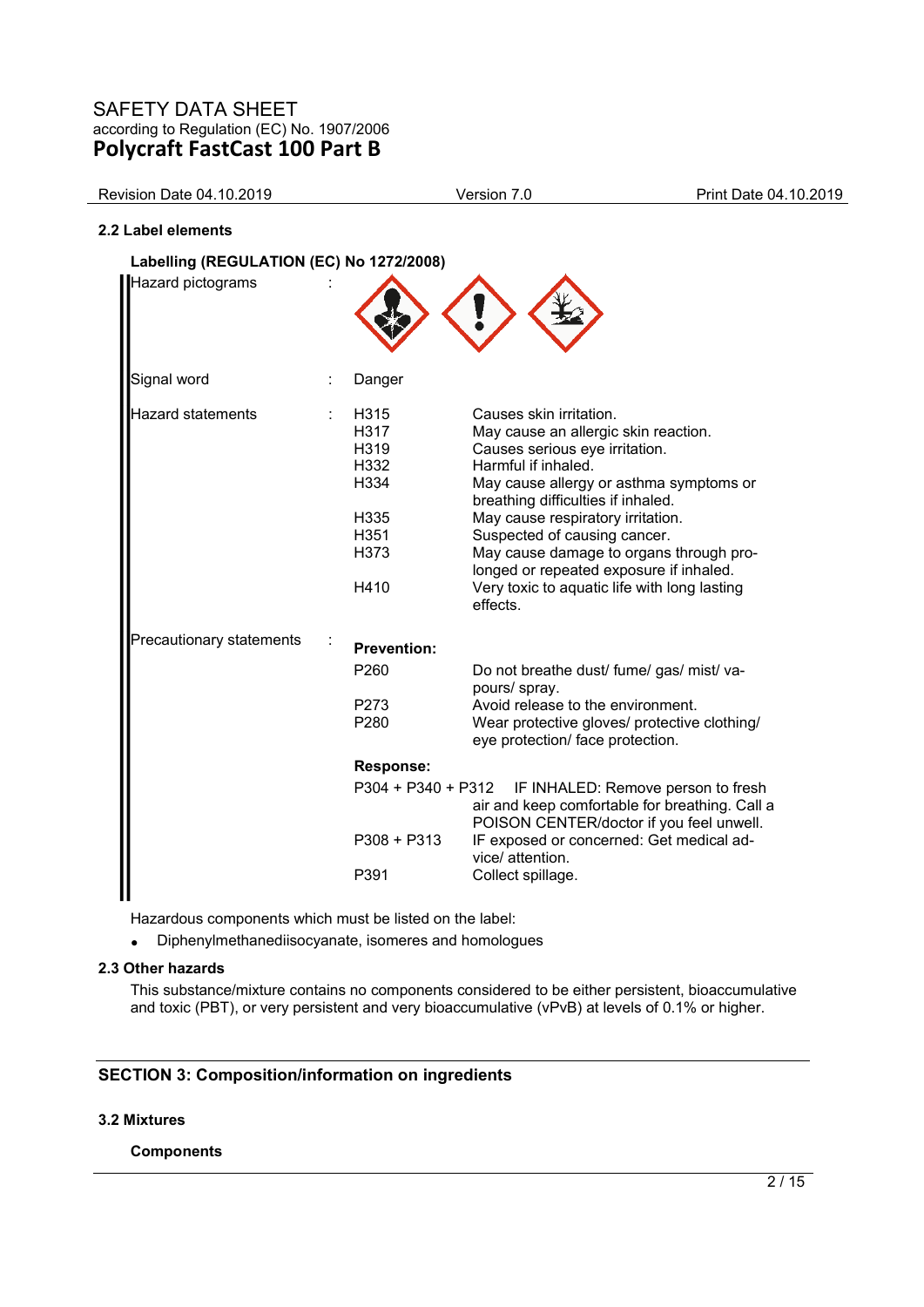## 2.2 Label elements

**Labelling (REGULATION (EC) No 1272/2008)**

Hazard pictograms :

Signal word : Danger

Hazard statements :

| | |
|---|---|
| H315 | Causes skin irritation. |
| H317 | May cause an allergic skin reaction. |
| H319 | Causes serious eye irritation. |
| H332 | Harmful if inhaled. |
| H334 | May cause allergy or asthma symptoms or breathing difficulties if inhaled. |
| H335 | May cause respiratory irritation. |
| H351 | Suspected of causing cancer. |
| H373 | May cause damage to organs through prolonged or repeated exposure if inhaled. |
| H410 | Very toxic to aquatic life with long lasting effects. |

Precautionary statements :

**Prevention:**

| | |
|---|---|
| P260 | Do not breathe dust/ fume/ gas/ mist/ vapours/ spray. |
| P273 | Avoid release to the environment. |
| P280 | Wear protective gloves/ protective clothing/ eye protection/ face protection. |

**Response:**

| | |
|---|---|
| P304 + P340 + P312 | IF INHALED: Remove person to fresh air and keep comfortable for breathing. Call a POISON CENTER/doctor if you feel unwell. |
| P308 + P313 | IF exposed or concerned: Get medical advice/ attention. |
| P391 | Collect spillage. |

Hazardous components which must be listed on the label:

- Diphenylmethanediisocyanate, isomeres and homologues

## 2.3 Other hazards

This substance/mixture contains no components considered to be either persistent, bioaccumulative and toxic (PBT), or very persistent and very bioaccumulative (vPvB) at levels of 0.1% or higher.

# SECTION 3: Composition/information on ingredients

## 3.2 Mixtures

**Components**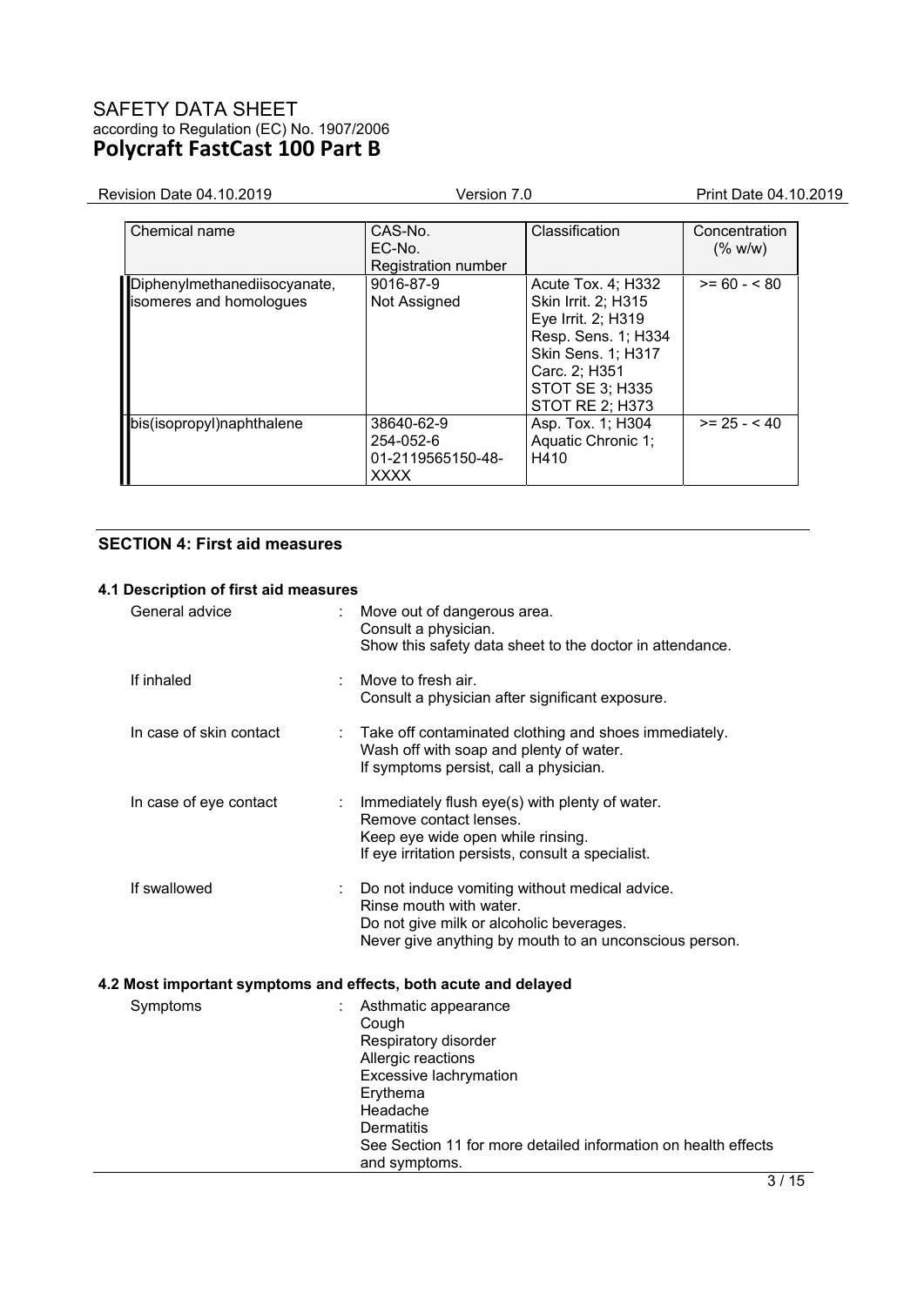| Chemical name | CAS-No.<br>EC-No.<br>Registration number | Classification | Concentration (% w/w) |
|---|---|---|---|
| Diphenylmethanediisocyanate, isomeres and homologues | 9016-87-9<br>Not Assigned | Acute Tox. 4; H332<br>Skin Irrit. 2; H315<br>Eye Irrit. 2; H319<br>Resp. Sens. 1; H334<br>Skin Sens. 1; H317<br>Carc. 2; H351<br>STOT SE 3; H335<br>STOT RE 2; H373 | >= 60 - < 80 |
| bis(isopropyl)naphthalene | 38640-62-9<br>254-052-6<br>01-2119565150-48-XXXX | Asp. Tox. 1; H304<br>Aquatic Chronic 1; H410 | >= 25 - < 40 |

## SECTION 4: First aid measures

### 4.1 Description of first aid measures

General advice : Move out of dangerous area.
Consult a physician.
Show this safety data sheet to the doctor in attendance.

If inhaled : Move to fresh air.
Consult a physician after significant exposure.

In case of skin contact : Take off contaminated clothing and shoes immediately.
Wash off with soap and plenty of water.
If symptoms persist, call a physician.

In case of eye contact : Immediately flush eye(s) with plenty of water.
Remove contact lenses.
Keep eye wide open while rinsing.
If eye irritation persists, consult a specialist.

If swallowed : Do not induce vomiting without medical advice.
Rinse mouth with water.
Do not give milk or alcoholic beverages.
Never give anything by mouth to an unconscious person.

### 4.2 Most important symptoms and effects, both acute and delayed

Symptoms : Asthmatic appearance
Cough
Respiratory disorder
Allergic reactions
Excessive lachrymation
Erythema
Headache
Dermatitis
See Section 11 for more detailed information on health effects and symptoms.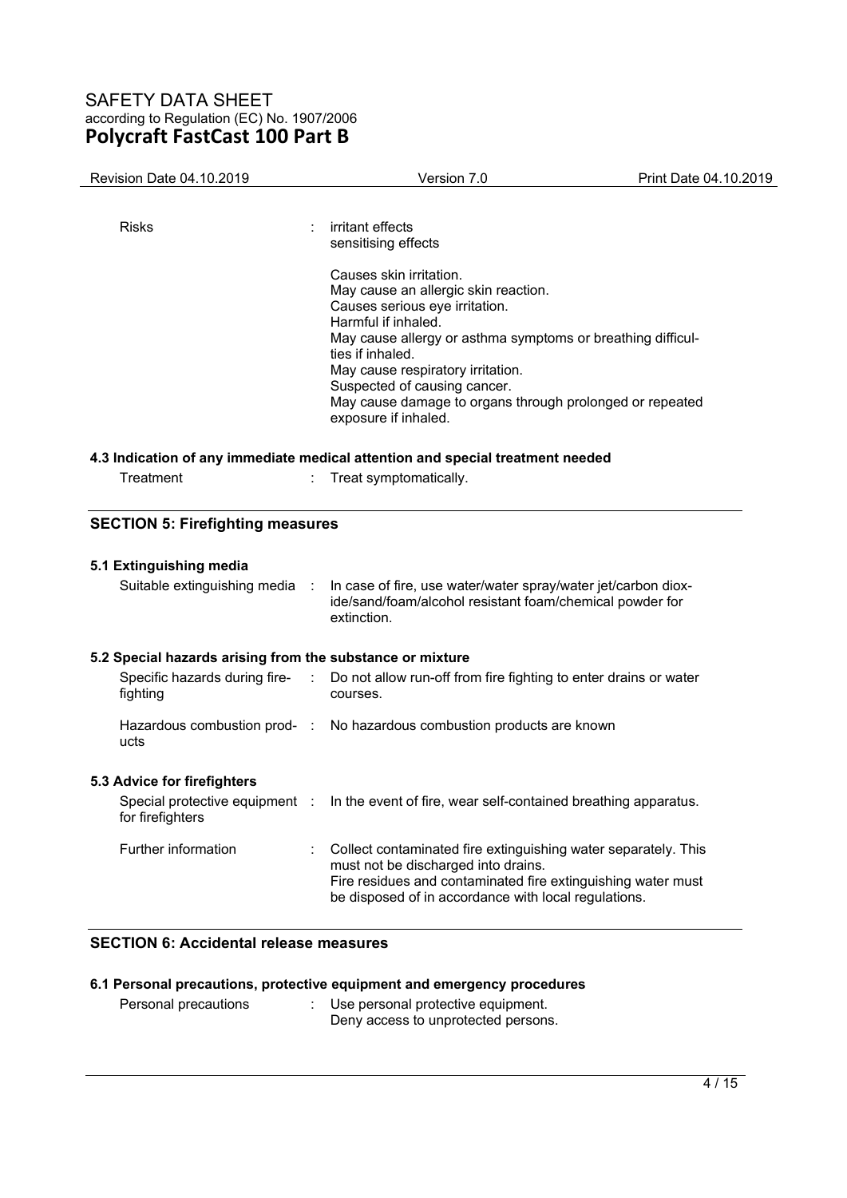| | | |
|---|---|---|
| Risks | : | irritant effects<br>sensitising effects<br><br>Causes skin irritation.<br>May cause an allergic skin reaction.<br>Causes serious eye irritation.<br>Harmful if inhaled.<br>May cause allergy or asthma symptoms or breathing difficulties if inhaled.<br>May cause respiratory irritation.<br>Suspected of causing cancer.<br>May cause damage to organs through prolonged or repeated exposure if inhaled. |

### 4.3 Indication of any immediate medical attention and special treatment needed

| | | |
|---|---|---|
| Treatment | : | Treat symptomatically. |

## SECTION 5: Firefighting measures

### 5.1 Extinguishing media

| | | |
|---|---|---|
| Suitable extinguishing media | : | In case of fire, use water/water spray/water jet/carbon dioxide/sand/foam/alcohol resistant foam/chemical powder for extinction. |

### 5.2 Special hazards arising from the substance or mixture

| | | |
|---|---|---|
| Specific hazards during firefighting | : | Do not allow run-off from fire fighting to enter drains or water courses. |
| Hazardous combustion products | : | No hazardous combustion products are known |

### 5.3 Advice for firefighters

| | | |
|---|---|---|
| Special protective equipment for firefighters | : | In the event of fire, wear self-contained breathing apparatus. |
| Further information | : | Collect contaminated fire extinguishing water separately. This must not be discharged into drains.<br>Fire residues and contaminated fire extinguishing water must be disposed of in accordance with local regulations. |

## SECTION 6: Accidental release measures

### 6.1 Personal precautions, protective equipment and emergency procedures

| | | |
|---|---|---|
| Personal precautions | : | Use personal protective equipment.<br>Deny access to unprotected persons. |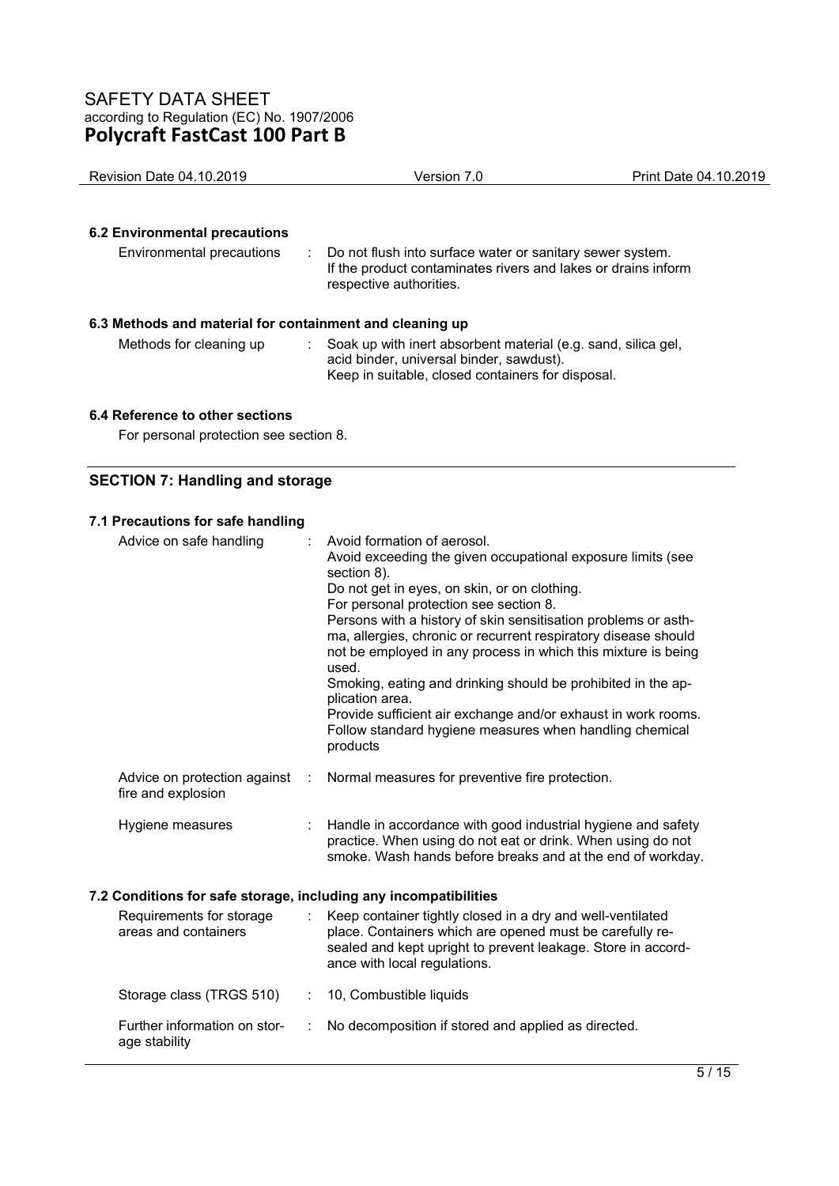### 6.2 Environmental precautions

| | |
|---|---|
| Environmental precautions | : Do not flush into surface water or sanitary sewer system. If the product contaminates rivers and lakes or drains inform respective authorities. |

### 6.3 Methods and material for containment and cleaning up

| | |
|---|---|
| Methods for cleaning up | : Soak up with inert absorbent material (e.g. sand, silica gel, acid binder, universal binder, sawdust). Keep in suitable, closed containers for disposal. |

### 6.4 Reference to other sections

For personal protection see section 8.

## SECTION 7: Handling and storage

### 7.1 Precautions for safe handling

| | |
|---|---|
| Advice on safe handling | : Avoid formation of aerosol. Avoid exceeding the given occupational exposure limits (see section 8). Do not get in eyes, on skin, or on clothing. For personal protection see section 8. Persons with a history of skin sensitisation problems or asthma, allergies, chronic or recurrent respiratory disease should not be employed in any process in which this mixture is being used. Smoking, eating and drinking should be prohibited in the application area. Provide sufficient air exchange and/or exhaust in work rooms. Follow standard hygiene measures when handling chemical products |
| Advice on protection against fire and explosion | : Normal measures for preventive fire protection. |
| Hygiene measures | : Handle in accordance with good industrial hygiene and safety practice. When using do not eat or drink. When using do not smoke. Wash hands before breaks and at the end of workday. |

### 7.2 Conditions for safe storage, including any incompatibilities

| | |
|---|---|
| Requirements for storage areas and containers | : Keep container tightly closed in a dry and well-ventilated place. Containers which are opened must be carefully resealed and kept upright to prevent leakage. Store in accordance with local regulations. |
| Storage class (TRGS 510) | : 10, Combustible liquids |
| Further information on storage stability | : No decomposition if stored and applied as directed. |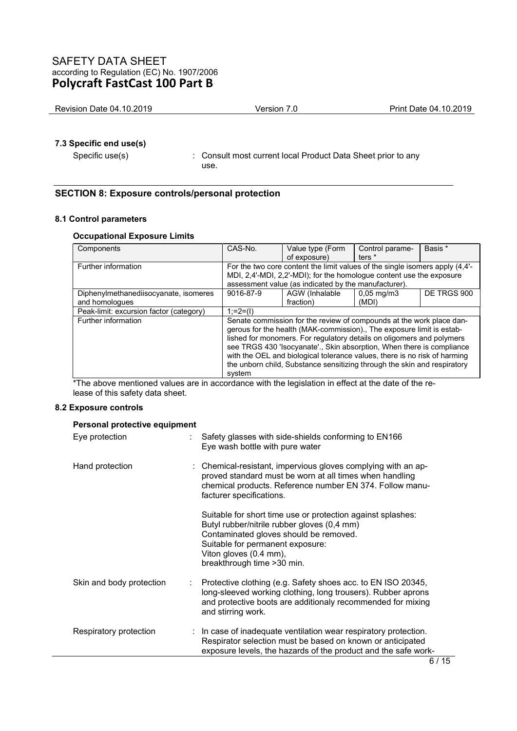### 7.3 Specific end use(s)

Specific use(s) : Consult most current local Product Data Sheet prior to any use.

## SECTION 8: Exposure controls/personal protection

### 8.1 Control parameters

#### Occupational Exposure Limits

| Components | CAS-No. | Value type (Form of exposure) | Control parameters * | Basis * |
|---|---|---|---|---|
| Further information | For the two core content the limit values of the single isomers apply (4,4'-MDI, 2,4'-MDI, 2,2'-MDI); for the homologue content use the exposure assessment value (as indicated by the manufacturer). | | | |
| Diphenylmethanediisocyanate, isomeres and homologues | 9016-87-9 | AGW (Inhalable fraction) | 0,05 mg/m3 (MDI) | DE TRGS 900 |
| Peak-limit: excursion factor (category) | 1;=2=(I) | | | |
| Further information | Senate commission for the review of compounds at the work place dangerous for the health (MAK-commission)., The exposure limit is established for monomers. For regulatory details on oligomers and polymers see TRGS 430 'Isocyanate'., Skin absorption, When there is compliance with the OEL and biological tolerance values, there is no risk of harming the unborn child, Substance sensitizing through the skin and respiratory system | | | |

*The above mentioned values are in accordance with the legislation in effect at the date of the release of this safety data sheet.

### 8.2 Exposure controls

#### Personal protective equipment

Eye protection : Safety glasses with side-shields conforming to EN166
Eye wash bottle with pure water

Hand protection : Chemical-resistant, impervious gloves complying with an approved standard must be worn at all times when handling chemical products. Reference number EN 374. Follow manufacturer specifications.

Suitable for short time use or protection against splashes:
Butyl rubber/nitrile rubber gloves (0,4 mm)
Contaminated gloves should be removed.
Suitable for permanent exposure:
Viton gloves (0.4 mm),
breakthrough time >30 min.

Skin and body protection : Protective clothing (e.g. Safety shoes acc. to EN ISO 20345, long-sleeved working clothing, long trousers). Rubber aprons and protective boots are additionaly recommended for mixing and stirring work.

Respiratory protection : In case of inadequate ventilation wear respiratory protection. Respirator selection must be based on known or anticipated exposure levels, the hazards of the product and the safe work-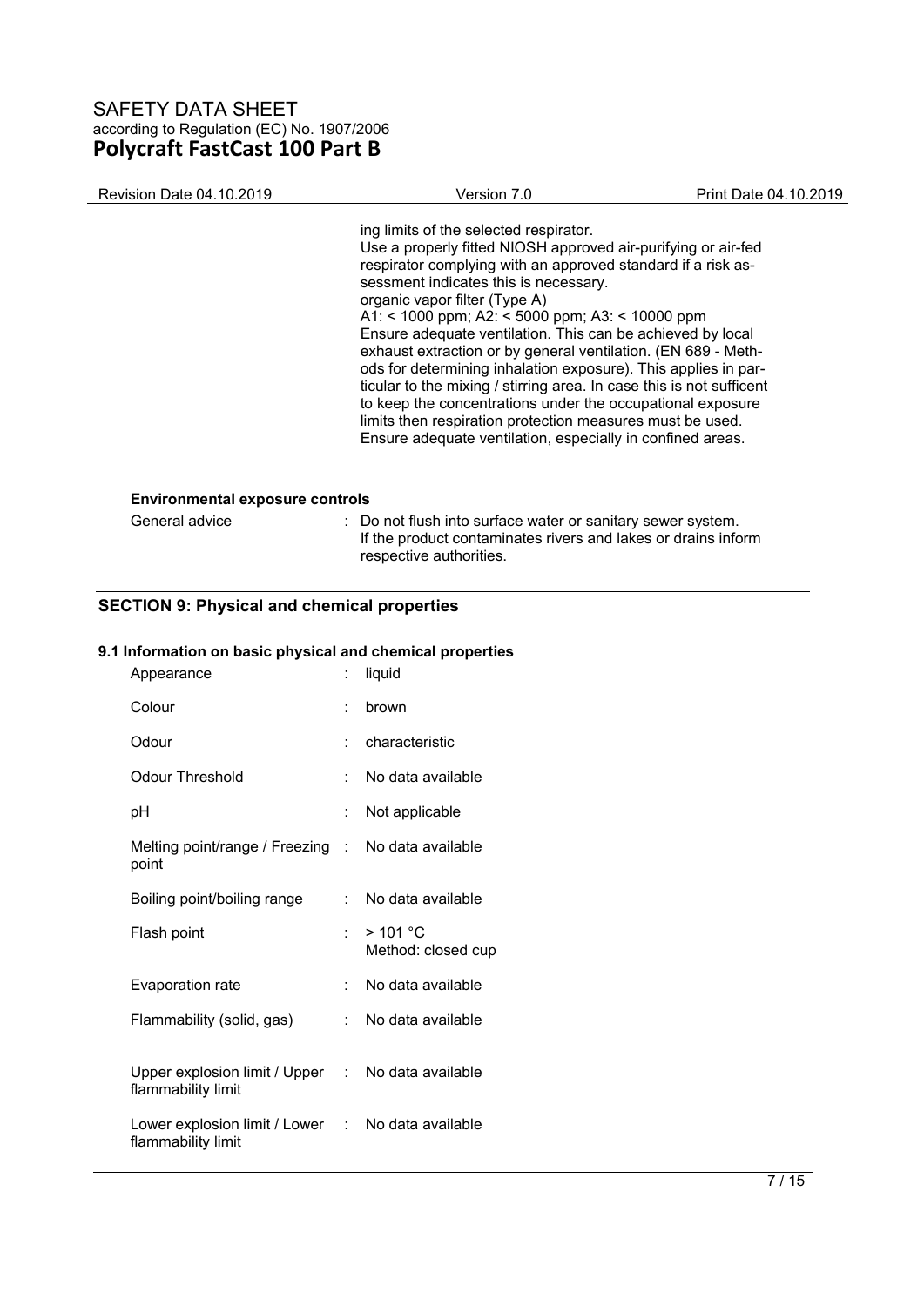ing limits of the selected respirator.
Use a properly fitted NIOSH approved air-purifying or air-fed respirator complying with an approved standard if a risk assessment indicates this is necessary.
organic vapor filter (Type A)
A1: < 1000 ppm; A2: < 5000 ppm; A3: < 10000 ppm
Ensure adequate ventilation. This can be achieved by local exhaust extraction or by general ventilation. (EN 689 - Methods for determining inhalation exposure). This applies in particular to the mixing / stirring area. In case this is not sufficent to keep the concentrations under the occupational exposure limits then respiration protection measures must be used.
Ensure adequate ventilation, especially in confined areas.

**Environmental exposure controls**

General advice : Do not flush into surface water or sanitary sewer system. If the product contaminates rivers and lakes or drains inform respective authorities.

## SECTION 9: Physical and chemical properties

### 9.1 Information on basic physical and chemical properties

| Property | | Value |
|---|---|---|
| Appearance | : | liquid |
| Colour | : | brown |
| Odour | : | characteristic |
| Odour Threshold | : | No data available |
| pH | : | Not applicable |
| Melting point/range / Freezing point | : | No data available |
| Boiling point/boiling range | : | No data available |
| Flash point | : | > 101 °C<br>Method: closed cup |
| Evaporation rate | : | No data available |
| Flammability (solid, gas) | : | No data available |
| Upper explosion limit / Upper flammability limit | : | No data available |
| Lower explosion limit / Lower flammability limit | : | No data available |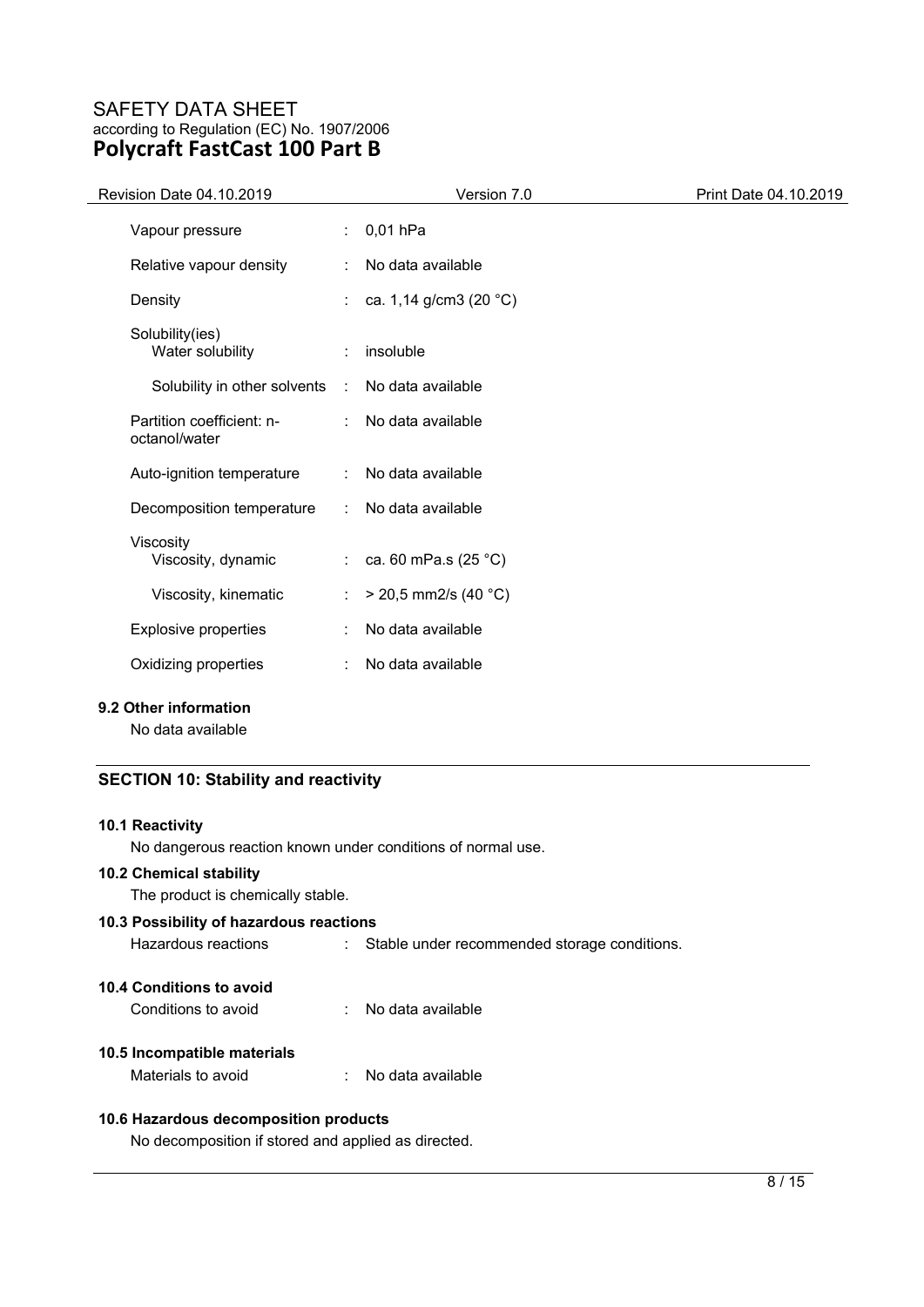| | | |
|---|---|---|
| Vapour pressure | : | 0,01 hPa |
| Relative vapour density | : | No data available |
| Density | : | ca. 1,14 g/cm3 (20 °C) |
| Solubility(ies)<br>Water solubility | : | insoluble |
| Solubility in other solvents | : | No data available |
| Partition coefficient: n-octanol/water | : | No data available |
| Auto-ignition temperature | : | No data available |
| Decomposition temperature | : | No data available |
| Viscosity<br>Viscosity, dynamic | : | ca. 60 mPa.s (25 °C) |
| Viscosity, kinematic | : | > 20,5 mm2/s (40 °C) |
| Explosive properties | : | No data available |
| Oxidizing properties | : | No data available |

### 9.2 Other information

No data available

## SECTION 10: Stability and reactivity

### 10.1 Reactivity

No dangerous reaction known under conditions of normal use.

### 10.2 Chemical stability

The product is chemically stable.

### 10.3 Possibility of hazardous reactions

Hazardous reactions : Stable under recommended storage conditions.

### 10.4 Conditions to avoid

Conditions to avoid : No data available

### 10.5 Incompatible materials

Materials to avoid : No data available

### 10.6 Hazardous decomposition products

No decomposition if stored and applied as directed.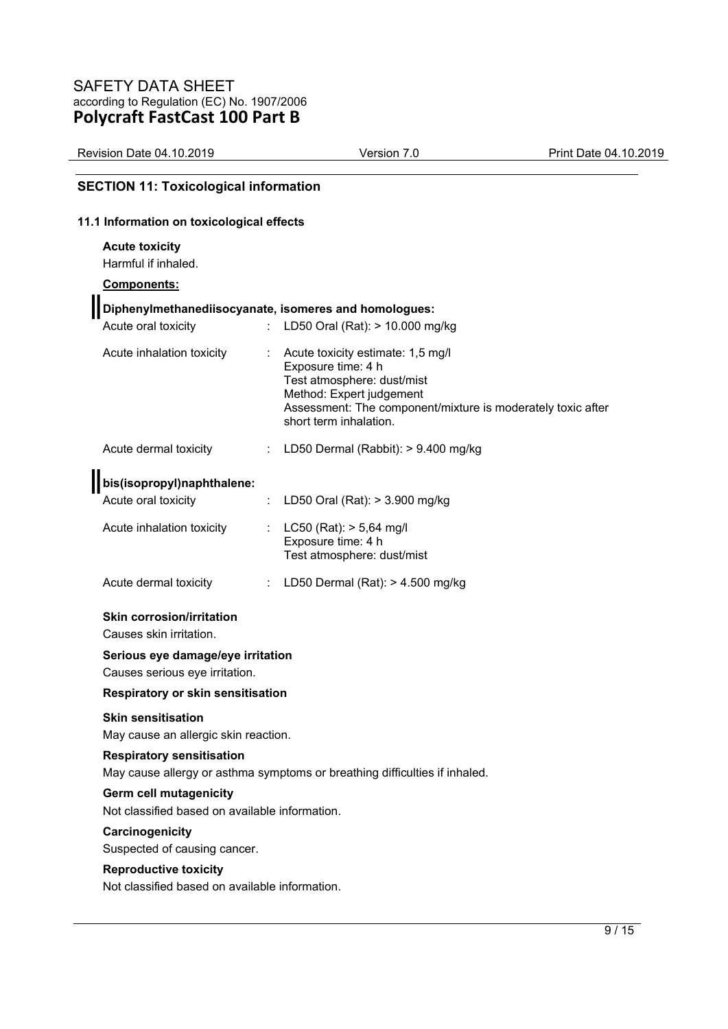## SECTION 11: Toxicological information

### 11.1 Information on toxicological effects

**Acute toxicity**

Harmful if inhaled.

**Components:**

**Diphenylmethanediisocyanate, isomeres and homologues:**

| | | |
|---|---|---|
| Acute oral toxicity | : | LD50 Oral (Rat): > 10.000 mg/kg |
| Acute inhalation toxicity | : | Acute toxicity estimate: 1,5 mg/l<br>Exposure time: 4 h<br>Test atmosphere: dust/mist<br>Method: Expert judgement<br>Assessment: The component/mixture is moderately toxic after short term inhalation. |
| Acute dermal toxicity | : | LD50 Dermal (Rabbit): > 9.400 mg/kg |

**bis(isopropyl)naphthalene:**

| | | |
|---|---|---|
| Acute oral toxicity | : | LD50 Oral (Rat): > 3.900 mg/kg |
| Acute inhalation toxicity | : | LC50 (Rat): > 5,64 mg/l<br>Exposure time: 4 h<br>Test atmosphere: dust/mist |
| Acute dermal toxicity | : | LD50 Dermal (Rat): > 4.500 mg/kg |

**Skin corrosion/irritation**

Causes skin irritation.

**Serious eye damage/eye irritation**

Causes serious eye irritation.

**Respiratory or skin sensitisation**

**Skin sensitisation**

May cause an allergic skin reaction.

**Respiratory sensitisation**

May cause allergy or asthma symptoms or breathing difficulties if inhaled.

**Germ cell mutagenicity**

Not classified based on available information.

**Carcinogenicity**

Suspected of causing cancer.

**Reproductive toxicity**

Not classified based on available information.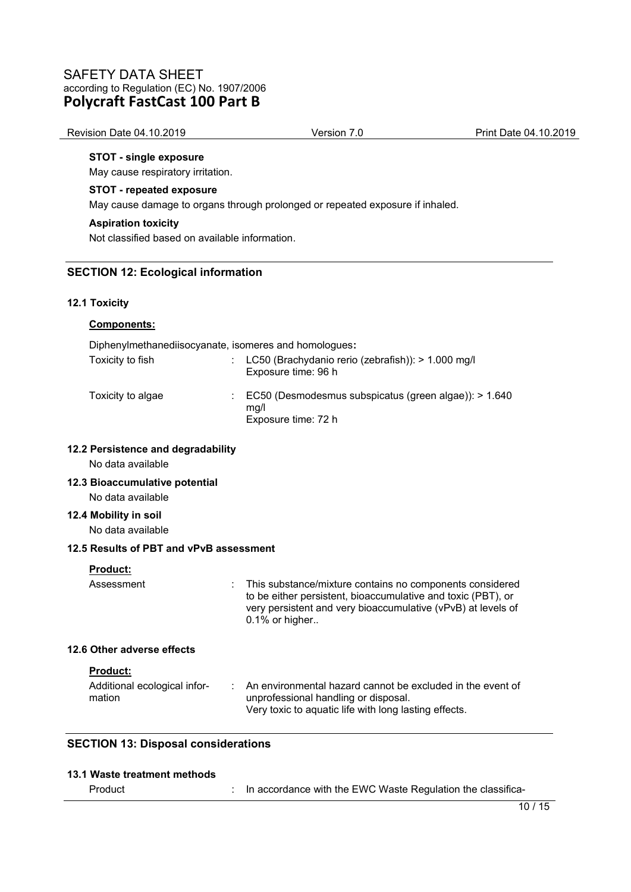**STOT - single exposure**

May cause respiratory irritation.

**STOT - repeated exposure**

May cause damage to organs through prolonged or repeated exposure if inhaled.

**Aspiration toxicity**

Not classified based on available information.

## SECTION 12: Ecological information

### 12.1 Toxicity

**Components:**

Diphenylmethanediisocyanate, isomeres and homologues**:**

| | | |
|---|---|---|
| Toxicity to fish | : | LC50 (Brachydanio rerio (zebrafish)): > 1.000 mg/l<br>Exposure time: 96 h |
| Toxicity to algae | : | EC50 (Desmodesmus subspicatus (green algae)): > 1.640 mg/l<br>Exposure time: 72 h |

### 12.2 Persistence and degradability

No data available

### 12.3 Bioaccumulative potential

No data available

### 12.4 Mobility in soil

No data available

### 12.5 Results of PBT and vPvB assessment

**Product:**

| | | |
|---|---|---|
| Assessment | : | This substance/mixture contains no components considered to be either persistent, bioaccumulative and toxic (PBT), or very persistent and very bioaccumulative (vPvB) at levels of 0.1% or higher.. |

### 12.6 Other adverse effects

**Product:**

| | | |
|---|---|---|
| Additional ecological information | : | An environmental hazard cannot be excluded in the event of unprofessional handling or disposal.<br>Very toxic to aquatic life with long lasting effects. |

## SECTION 13: Disposal considerations

### 13.1 Waste treatment methods

| | | |
|---|---|---|
| Product | : | In accordance with the EWC Waste Regulation the classifica- |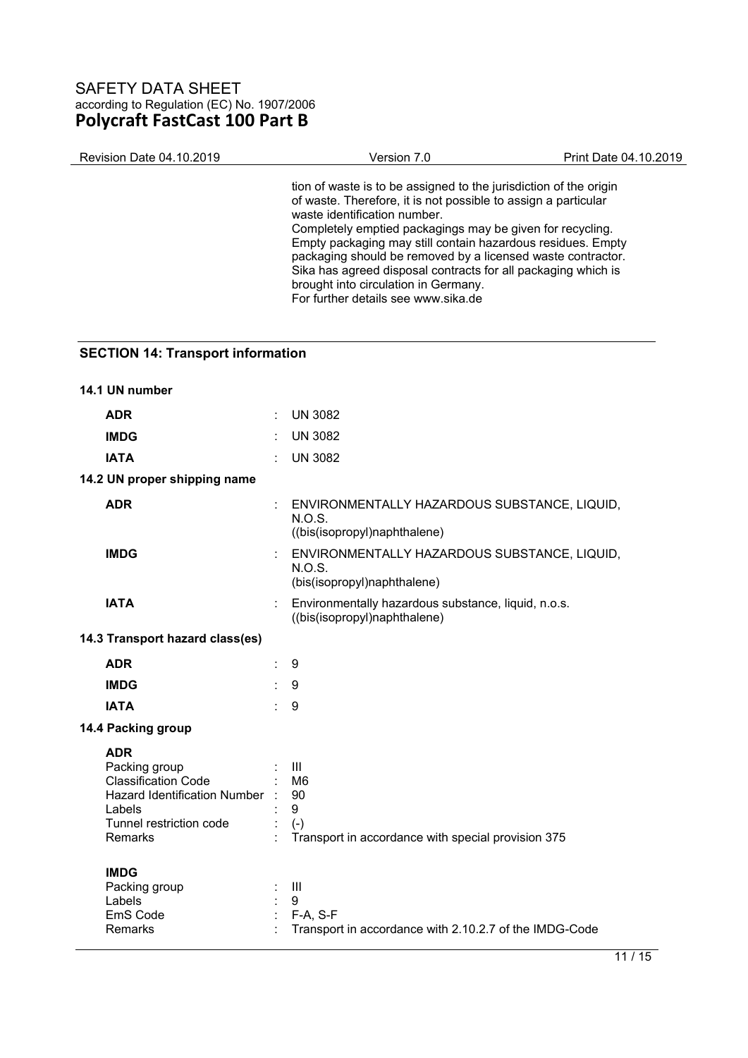tion of waste is to be assigned to the jurisdiction of the origin of waste. Therefore, it is not possible to assign a particular waste identification number.
Completely emptied packagings may be given for recycling.
Empty packaging may still contain hazardous residues. Empty packaging should be removed by a licensed waste contractor.
Sika has agreed disposal contracts for all packaging which is brought into circulation in Germany.
For further details see www.sika.de

## SECTION 14: Transport information

### 14.1 UN number

| | | |
|---|---|---|
| **ADR** | : | UN 3082 |
| **IMDG** | : | UN 3082 |
| **IATA** | : | UN 3082 |

### 14.2 UN proper shipping name

| | | |
|---|---|---|
| **ADR** | : | ENVIRONMENTALLY HAZARDOUS SUBSTANCE, LIQUID, N.O.S. ((bis(isopropyl)naphthalene) |
| **IMDG** | : | ENVIRONMENTALLY HAZARDOUS SUBSTANCE, LIQUID, N.O.S. (bis(isopropyl)naphthalene) |
| **IATA** | : | Environmentally hazardous substance, liquid, n.o.s. ((bis(isopropyl)naphthalene) |

### 14.3 Transport hazard class(es)

| | | |
|---|---|---|
| **ADR** | : | 9 |
| **IMDG** | : | 9 |
| **IATA** | : | 9 |

### 14.4 Packing group

**ADR**

| | | |
|---|---|---|
| Packing group | : | III |
| Classification Code | : | M6 |
| Hazard Identification Number | : | 90 |
| Labels | : | 9 |
| Tunnel restriction code | : | (-) |
| Remarks | : | Transport in accordance with special provision 375 |

**IMDG**

| | | |
|---|---|---|
| Packing group | : | III |
| Labels | : | 9 |
| EmS Code | : | F-A, S-F |
| Remarks | : | Transport in accordance with 2.10.2.7 of the IMDG-Code |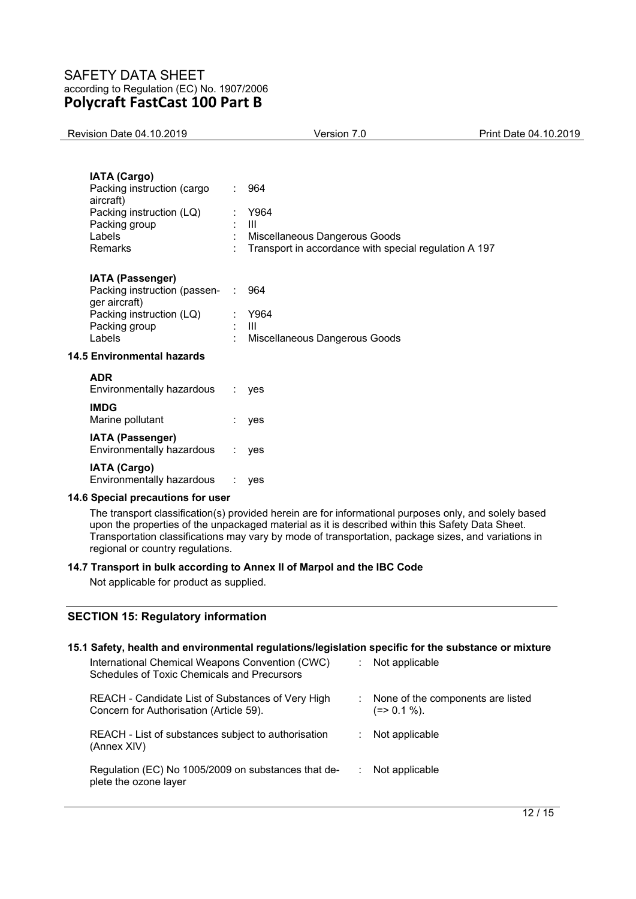**IATA (Cargo)**

| | | |
|---|---|---|
| Packing instruction (cargo aircraft) | : | 964 |
| Packing instruction (LQ) | : | Y964 |
| Packing group | : | III |
| Labels | : | Miscellaneous Dangerous Goods |
| Remarks | : | Transport in accordance with special regulation A 197 |

**IATA (Passenger)**

| | | |
|---|---|---|
| Packing instruction (passenger aircraft) | : | 964 |
| Packing instruction (LQ) | : | Y964 |
| Packing group | : | III |
| Labels | : | Miscellaneous Dangerous Goods |

### 14.5 Environmental hazards

**ADR**
Environmentally hazardous : yes

**IMDG**
Marine pollutant : yes

**IATA (Passenger)**
Environmentally hazardous : yes

**IATA (Cargo)**
Environmentally hazardous : yes

### 14.6 Special precautions for user

The transport classification(s) provided herein are for informational purposes only, and solely based upon the properties of the unpackaged material as it is described within this Safety Data Sheet. Transportation classifications may vary by mode of transportation, package sizes, and variations in regional or country regulations.

### 14.7 Transport in bulk according to Annex II of Marpol and the IBC Code

Not applicable for product as supplied.

## SECTION 15: Regulatory information

### 15.1 Safety, health and environmental regulations/legislation specific for the substance or mixture

| | | |
|---|---|---|
| International Chemical Weapons Convention (CWC) Schedules of Toxic Chemicals and Precursors | : | Not applicable |
| REACH - Candidate List of Substances of Very High Concern for Authorisation (Article 59). | : | None of the components are listed (=> 0.1 %). |
| REACH - List of substances subject to authorisation (Annex XIV) | : | Not applicable |
| Regulation (EC) No 1005/2009 on substances that deplete the ozone layer | : | Not applicable |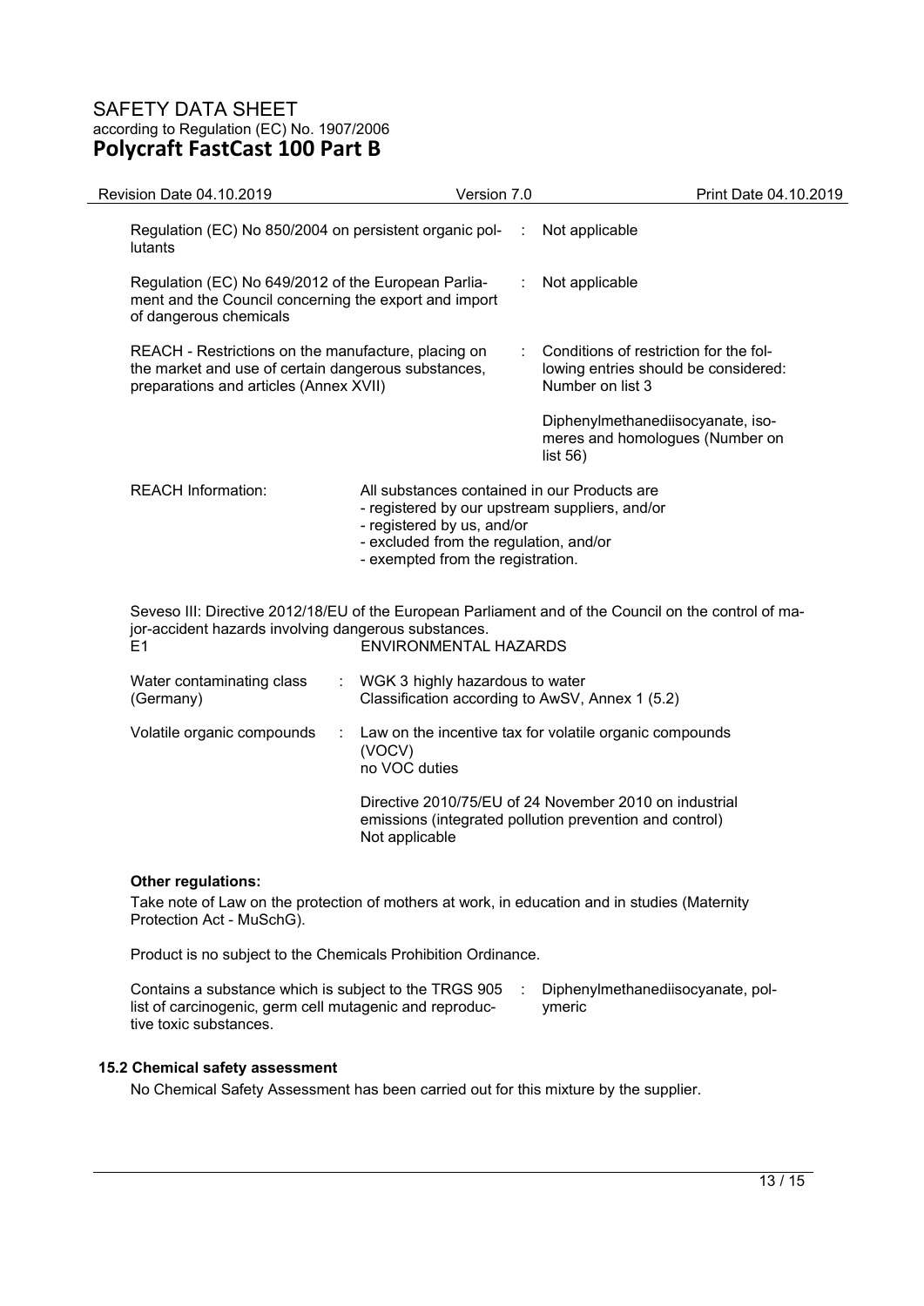| | |
|---|---|
| Regulation (EC) No 850/2004 on persistent organic pollutants | : Not applicable |
| Regulation (EC) No 649/2012 of the European Parliament and the Council concerning the export and import of dangerous chemicals | : Not applicable |
| REACH - Restrictions on the manufacture, placing on the market and use of certain dangerous substances, preparations and articles (Annex XVII) | : Conditions of restriction for the following entries should be considered: Number on list 3<br><br>Diphenylmethanediisocyanate, isomeres and homologues (Number on list 56) |

REACH Information: All substances contained in our Products are
- registered by our upstream suppliers, and/or
- registered by us, and/or
- excluded from the regulation, and/or
- exempted from the registration.

Seveso III: Directive 2012/18/EU of the European Parliament and of the Council on the control of major-accident hazards involving dangerous substances.

E1 ENVIRONMENTAL HAZARDS

| | |
|---|---|
| Water contaminating class (Germany) | : WGK 3 highly hazardous to water<br>Classification according to AwSV, Annex 1 (5.2) |
| Volatile organic compounds | : Law on the incentive tax for volatile organic compounds (VOCV)<br>no VOC duties<br><br>Directive 2010/75/EU of 24 November 2010 on industrial emissions (integrated pollution prevention and control)<br>Not applicable |

**Other regulations:**

Take note of Law on the protection of mothers at work, in education and in studies (Maternity Protection Act - MuSchG).

Product is no subject to the Chemicals Prohibition Ordinance.

| | |
|---|---|
| Contains a substance which is subject to the TRGS 905 list of carcinogenic, germ cell mutagenic and reproductive toxic substances. | : Diphenylmethanediisocyanate, polymeric |

### 15.2 Chemical safety assessment

No Chemical Safety Assessment has been carried out for this mixture by the supplier.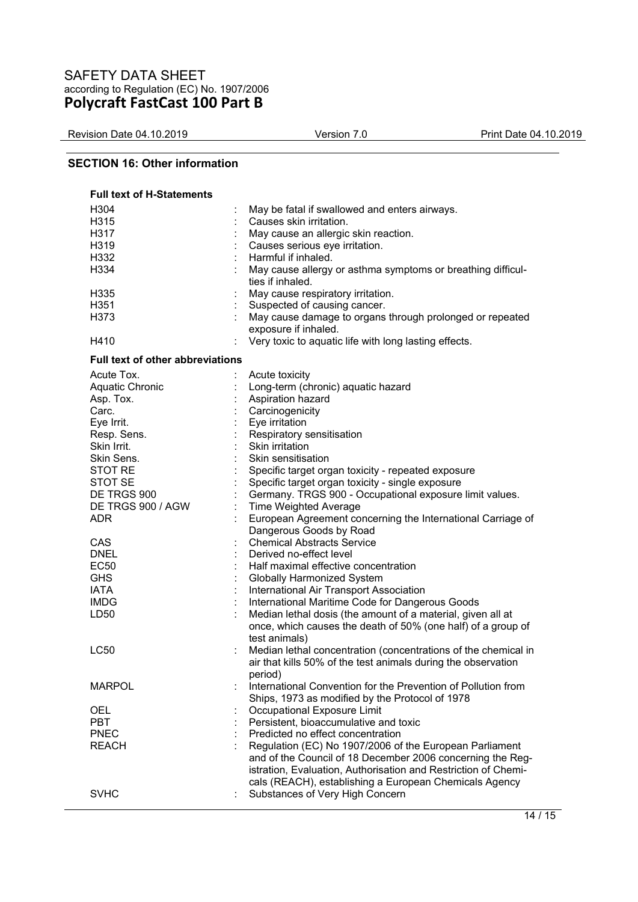## SECTION 16: Other information

### Full text of H-Statements

| | |
|---|---|
| H304 | May be fatal if swallowed and enters airways. |
| H315 | Causes skin irritation. |
| H317 | May cause an allergic skin reaction. |
| H319 | Causes serious eye irritation. |
| H332 | Harmful if inhaled. |
| H334 | May cause allergy or asthma symptoms or breathing difficulties if inhaled. |
| H335 | May cause respiratory irritation. |
| H351 | Suspected of causing cancer. |
| H373 | May cause damage to organs through prolonged or repeated exposure if inhaled. |
| H410 | Very toxic to aquatic life with long lasting effects. |

### Full text of other abbreviations

| | |
|---|---|
| Acute Tox. | Acute toxicity |
| Aquatic Chronic | Long-term (chronic) aquatic hazard |
| Asp. Tox. | Aspiration hazard |
| Carc. | Carcinogenicity |
| Eye Irrit. | Eye irritation |
| Resp. Sens. | Respiratory sensitisation |
| Skin Irrit. | Skin irritation |
| Skin Sens. | Skin sensitisation |
| STOT RE | Specific target organ toxicity - repeated exposure |
| STOT SE | Specific target organ toxicity - single exposure |
| DE TRGS 900 | Germany. TRGS 900 - Occupational exposure limit values. |
| DE TRGS 900 / AGW | Time Weighted Average |
| ADR | European Agreement concerning the International Carriage of Dangerous Goods by Road |
| CAS | Chemical Abstracts Service |
| DNEL | Derived no-effect level |
| EC50 | Half maximal effective concentration |
| GHS | Globally Harmonized System |
| IATA | International Air Transport Association |
| IMDG | International Maritime Code for Dangerous Goods |
| LD50 | Median lethal dosis (the amount of a material, given all at once, which causes the death of 50% (one half) of a group of test animals) |
| LC50 | Median lethal concentration (concentrations of the chemical in air that kills 50% of the test animals during the observation period) |
| MARPOL | International Convention for the Prevention of Pollution from Ships, 1973 as modified by the Protocol of 1978 |
| OEL | Occupational Exposure Limit |
| PBT | Persistent, bioaccumulative and toxic |
| PNEC | Predicted no effect concentration |
| REACH | Regulation (EC) No 1907/2006 of the European Parliament and of the Council of 18 December 2006 concerning the Registration, Evaluation, Authorisation and Restriction of Chemicals (REACH), establishing a European Chemicals Agency |
| SVHC | Substances of Very High Concern |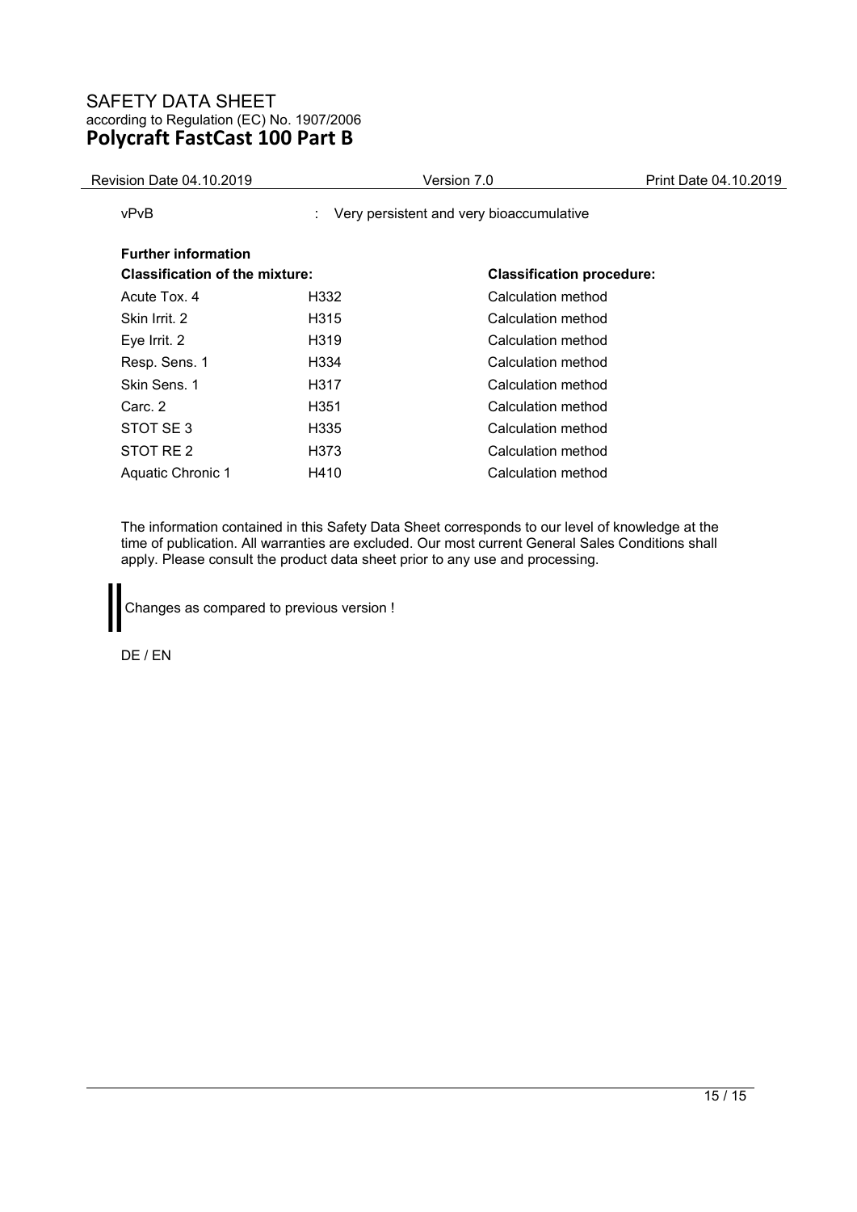vPvB : Very persistent and very bioaccumulative

**Further information**

| Classification of the mixture: | | Classification procedure: |
|---|---|---|
| Acute Tox. 4 | H332 | Calculation method |
| Skin Irrit. 2 | H315 | Calculation method |
| Eye Irrit. 2 | H319 | Calculation method |
| Resp. Sens. 1 | H334 | Calculation method |
| Skin Sens. 1 | H317 | Calculation method |
| Carc. 2 | H351 | Calculation method |
| STOT SE 3 | H335 | Calculation method |
| STOT RE 2 | H373 | Calculation method |
| Aquatic Chronic 1 | H410 | Calculation method |

The information contained in this Safety Data Sheet corresponds to our level of knowledge at the time of publication. All warranties are excluded. Our most current General Sales Conditions shall apply. Please consult the product data sheet prior to any use and processing.

Changes as compared to previous version !

DE / EN